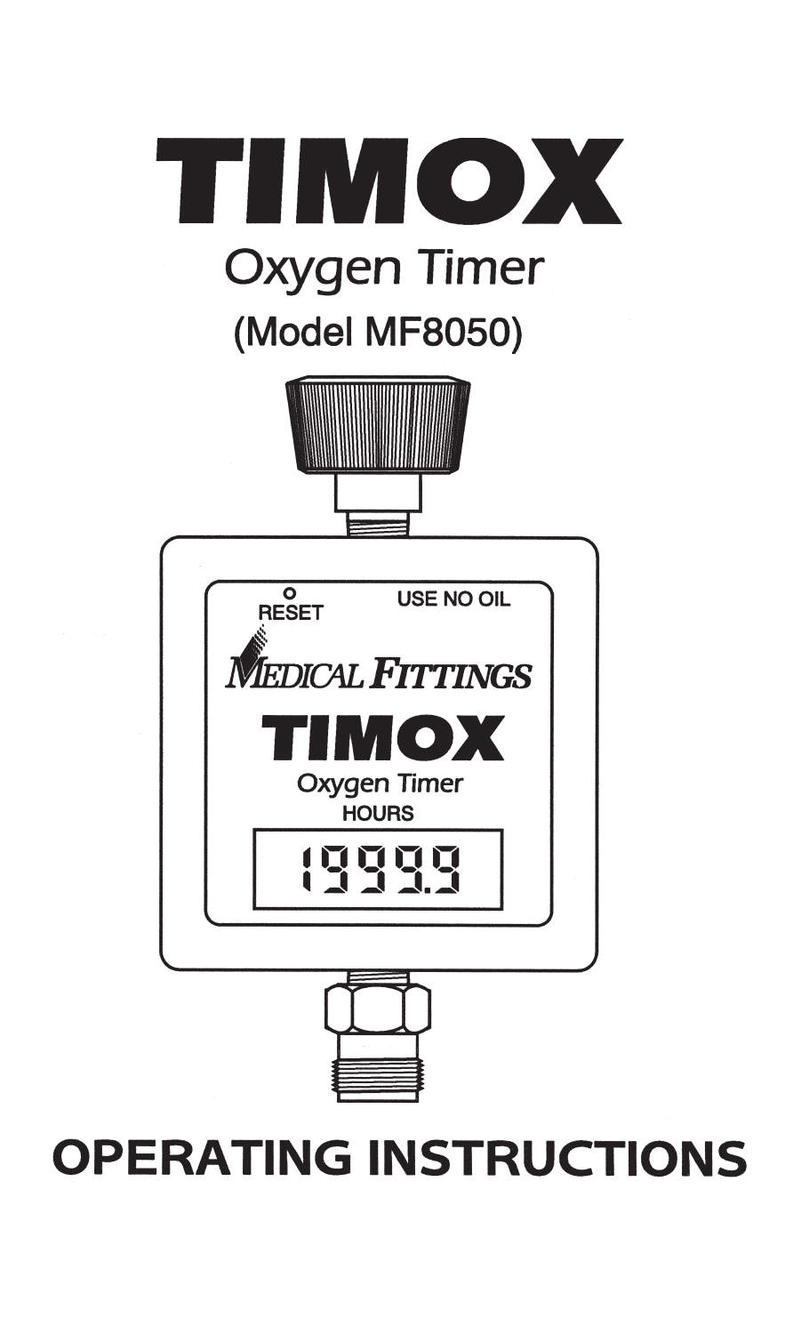# TIMOX

## Oxygen Timer

### (Model MF8050)

RESET

USE NO OIL

MEDICAL FITTINGS

TIMOX

Oxygen Timer

HOURS

1999.9

# OPERATING INSTRUCTIONS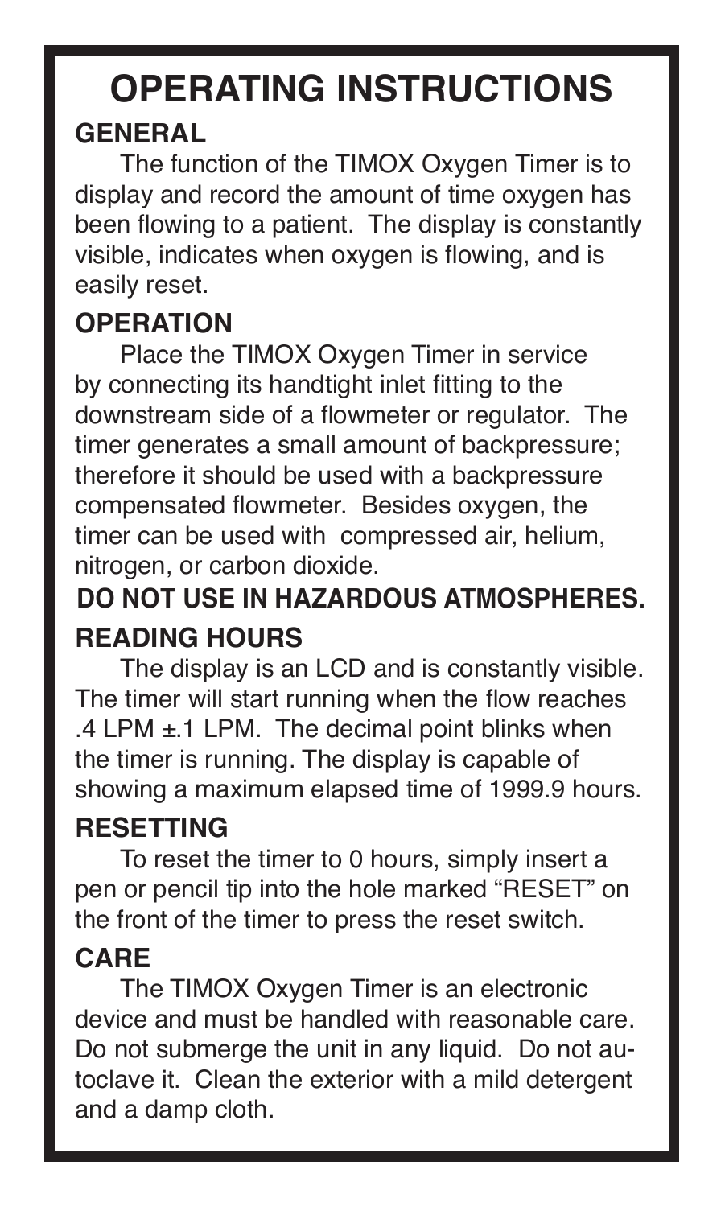# OPERATING INSTRUCTIONS

## GENERAL

The function of the TIMOX Oxygen Timer is to display and record the amount of time oxygen has been flowing to a patient. The display is constantly visible, indicates when oxygen is flowing, and is easily reset.

## OPERATION

Place the TIMOX Oxygen Timer in service by connecting its handtight inlet fitting to the downstream side of a flowmeter or regulator. The timer generates a small amount of backpressure; therefore it should be used with a backpressure compensated flowmeter. Besides oxygen, the timer can be used with compressed air, helium, nitrogen, or carbon dioxide.

**DO NOT USE IN HAZARDOUS ATMOSPHERES.**

## READING HOURS

The display is an LCD and is constantly visible. The timer will start running when the flow reaches .4 LPM ±.1 LPM. The decimal point blinks when the timer is running. The display is capable of showing a maximum elapsed time of 1999.9 hours.

## RESETTING

To reset the timer to 0 hours, simply insert a pen or pencil tip into the hole marked "RESET" on the front of the timer to press the reset switch.

## CARE

The TIMOX Oxygen Timer is an electronic device and must be handled with reasonable care. Do not submerge the unit in any liquid. Do not autoclave it. Clean the exterior with a mild detergent and a damp cloth.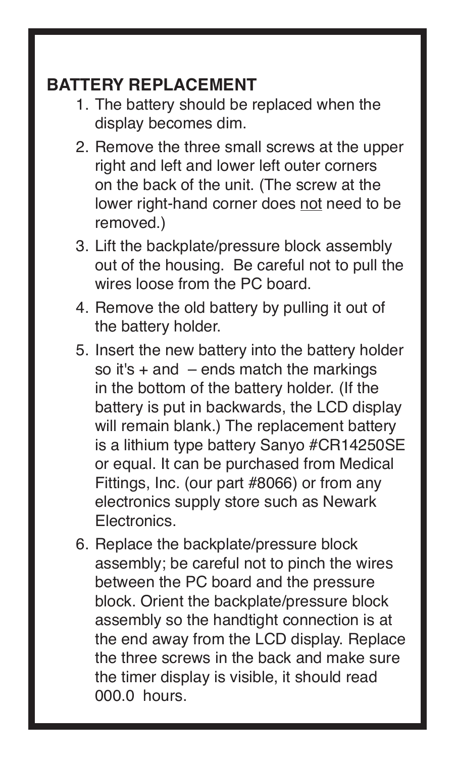## BATTERY REPLACEMENT

1. The battery should be replaced when the display becomes dim.
2. Remove the three small screws at the upper right and left and lower left outer corners on the back of the unit. (The screw at the lower right-hand corner does not need to be removed.)
3. Lift the backplate/pressure block assembly out of the housing. Be careful not to pull the wires loose from the PC board.
4. Remove the old battery by pulling it out of the battery holder.
5. Insert the new battery into the battery holder so it's + and – ends match the markings in the bottom of the battery holder. (If the battery is put in backwards, the LCD display will remain blank.) The replacement battery is a lithium type battery Sanyo #CR14250SE or equal. It can be purchased from Medical Fittings, Inc. (our part #8066) or from any electronics supply store such as Newark Electronics.
6. Replace the backplate/pressure block assembly; be careful not to pinch the wires between the PC board and the pressure block. Orient the backplate/pressure block assembly so the handtight connection is at the end away from the LCD display. Replace the three screws in the back and make sure the timer display is visible, it should read 000.0 hours.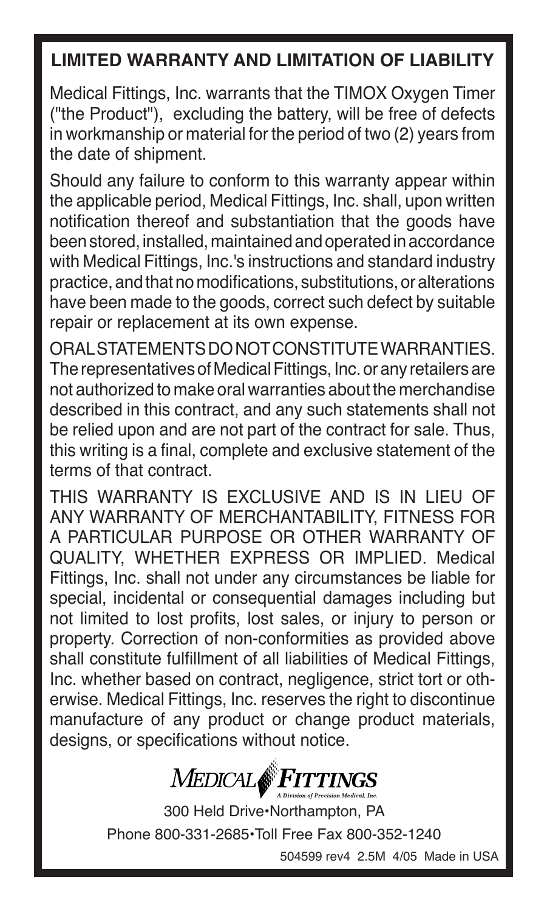## LIMITED WARRANTY AND LIMITATION OF LIABILITY

Medical Fittings, Inc. warrants that the TIMOX Oxygen Timer ("the Product"), excluding the battery, will be free of defects in workmanship or material for the period of two (2) years from the date of shipment.

Should any failure to conform to this warranty appear within the applicable period, Medical Fittings, Inc. shall, upon written notification thereof and substantiation that the goods have been stored, installed, maintained and operated in accordance with Medical Fittings, Inc.'s instructions and standard industry practice, and that no modifications, substitutions, or alterations have been made to the goods, correct such defect by suitable repair or replacement at its own expense.

ORAL STATEMENTS DO NOT CONSTITUTE WARRANTIES. The representatives of Medical Fittings, Inc. or any retailers are not authorized to make oral warranties about the merchandise described in this contract, and any such statements shall not be relied upon and are not part of the contract for sale. Thus, this writing is a final, complete and exclusive statement of the terms of that contract.

THIS WARRANTY IS EXCLUSIVE AND IS IN LIEU OF ANY WARRANTY OF MERCHANTABILITY, FITNESS FOR A PARTICULAR PURPOSE OR OTHER WARRANTY OF QUALITY, WHETHER EXPRESS OR IMPLIED. Medical Fittings, Inc. shall not under any circumstances be liable for special, incidental or consequential damages including but not limited to lost profits, lost sales, or injury to person or property. Correction of non-conformities as provided above shall constitute fulfillment of all liabilities of Medical Fittings, Inc. whether based on contract, negligence, strict tort or otherwise. Medical Fittings, Inc. reserves the right to discontinue manufacture of any product or change product materials, designs, or specifications without notice.

*MEDICAL FITTINGS*
*A Division of Precision Medical, Inc.*

300 Held Drive•Northampton, PA

Phone 800-331-2685•Toll Free Fax 800-352-1240

504599 rev4 2.5M 4/05 Made in USA